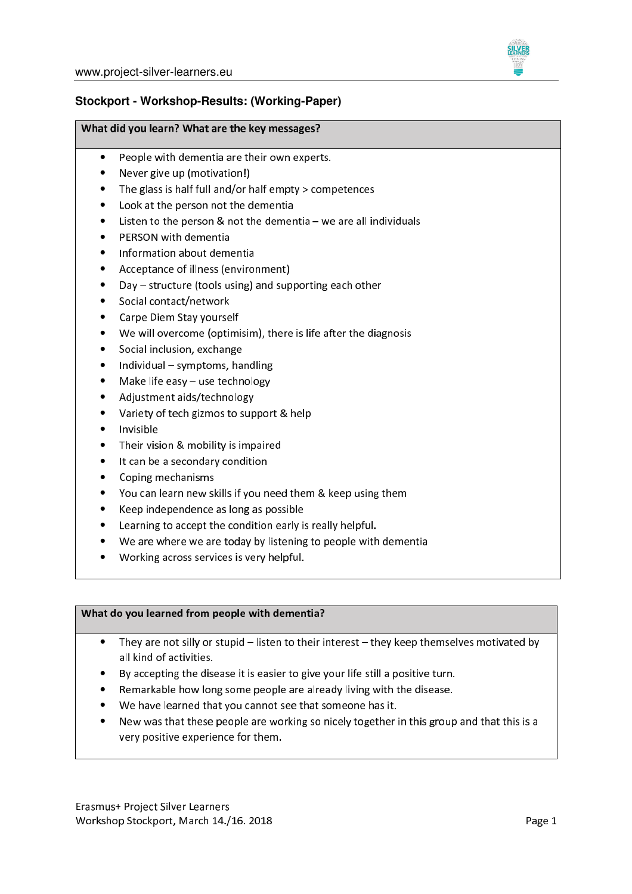# Stockport - Workshop-Results: (Working-Paper)

| What did you learn? What are the key messages? |
| --- |

- People with dementia are their own experts.
- Never give up (motivation!)
- The glass is half full and/or half empty > competences
- Look at the person not the dementia
- Listen to the person & not the dementia – we are all individuals
- PERSON with dementia
- Information about dementia
- Acceptance of illness (environment)
- Day – structure (tools using) and supporting each other
- Social contact/network
- Carpe Diem Stay yourself
- We will overcome (optimisim), there is life after the diagnosis
- Social inclusion, exchange
- Individual – symptoms, handling
- Make life easy – use technology
- Adjustment aids/technology
- Variety of tech gizmos to support & help
- Invisible
- Their vision & mobility is impaired
- It can be a secondary condition
- Coping mechanisms
- You can learn new skills if you need them & keep using them
- Keep independence as long as possible
- Learning to accept the condition early is really helpful.
- We are where we are today by listening to people with dementia
- Working across services is very helpful.

| What do you learned from people with dementia? |
| --- |

- They are not silly or stupid – listen to their interest – they keep themselves motivated by all kind of activities.
- By accepting the disease it is easier to give your life still a positive turn.
- Remarkable how long some people are already living with the disease.
- We have learned that you cannot see that someone has it.
- New was that these people are working so nicely together in this group and that this is a very positive experience for them.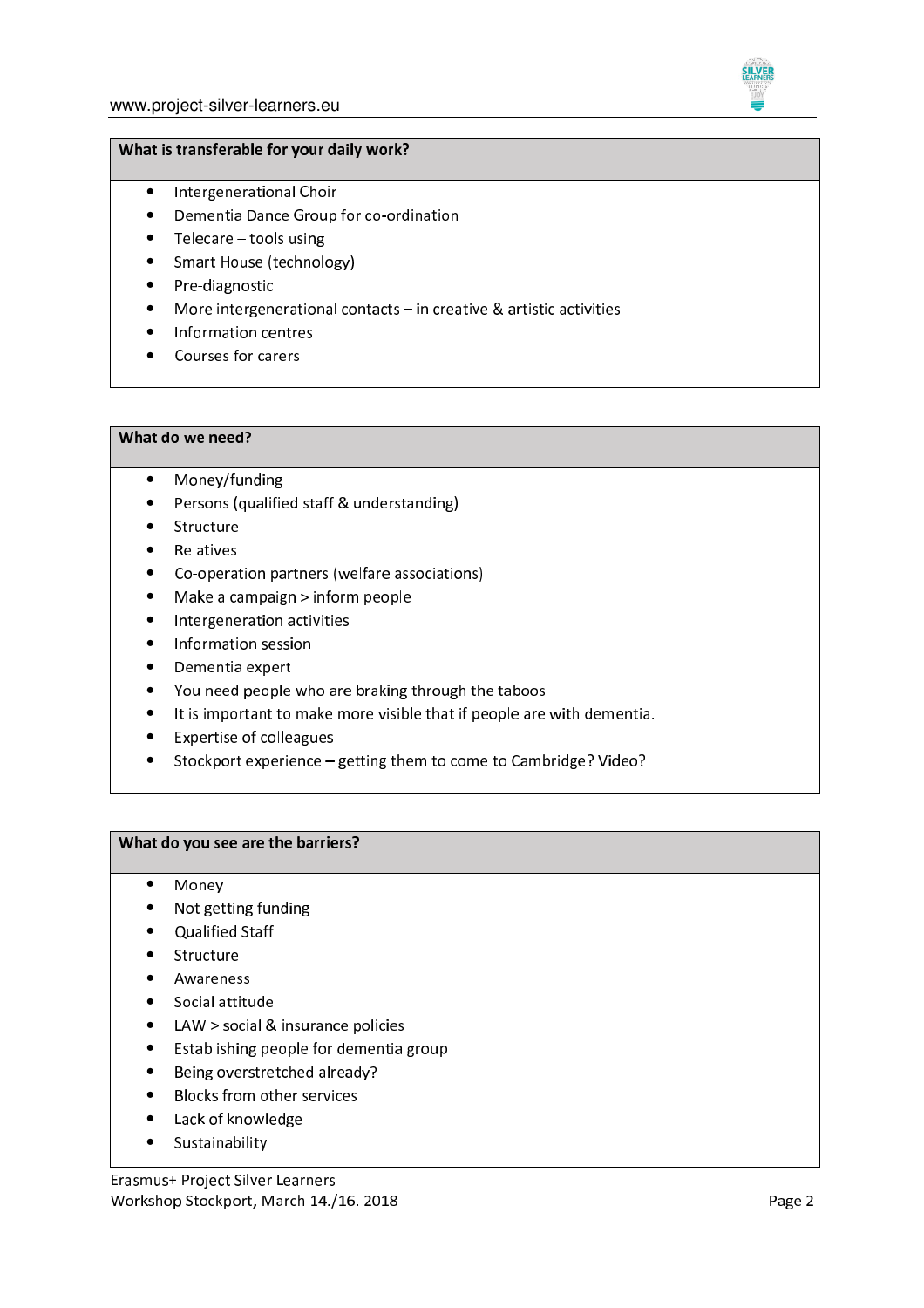### What is transferable for your daily work?

- Intergenerational Choir
- Dementia Dance Group for co-ordination
- Telecare – tools using
- Smart House (technology)
- Pre-diagnostic
- More intergenerational contacts – in creative & artistic activities
- Information centres
- Courses for carers

### What do we need?

- Money/funding
- Persons (qualified staff & understanding)
- Structure
- Relatives
- Co-operation partners (welfare associations)
- Make a campaign > inform people
- Intergeneration activities
- Information session
- Dementia expert
- You need people who are braking through the taboos
- It is important to make more visible that if people are with dementia.
- Expertise of colleagues
- Stockport experience – getting them to come to Cambridge? Video?

### What do you see are the barriers?

- Money
- Not getting funding
- Qualified Staff
- Structure
- Awareness
- Social attitude
- LAW > social & insurance policies
- Establishing people for dementia group
- Being overstretched already?
- Blocks from other services
- Lack of knowledge
- Sustainability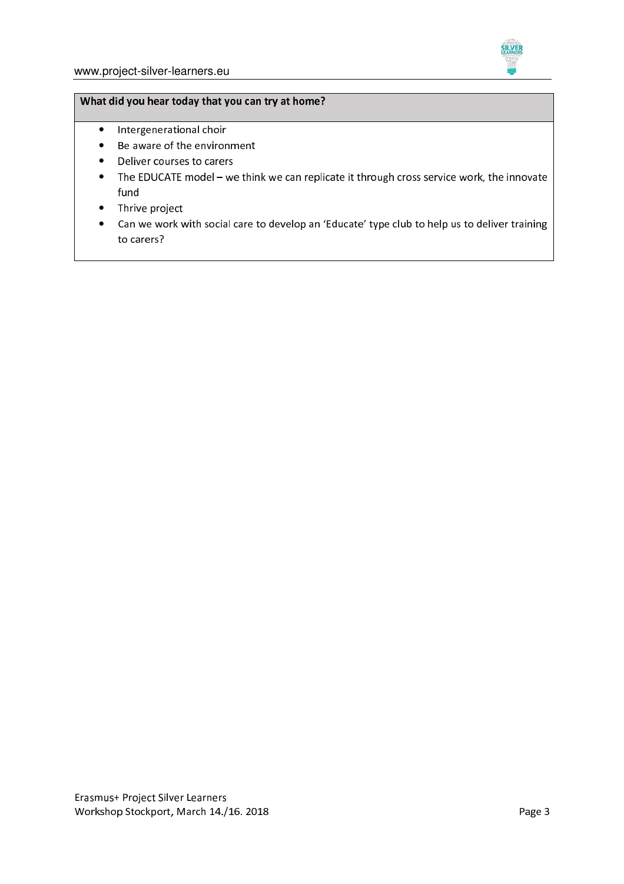**What did you hear today that you can try at home?**

- Intergenerational choir
- Be aware of the environment
- Deliver courses to carers
- The EDUCATE model – we think we can replicate it through cross service work, the innovate fund
- Thrive project
- Can we work with social care to develop an 'Educate' type club to help us to deliver training to carers?